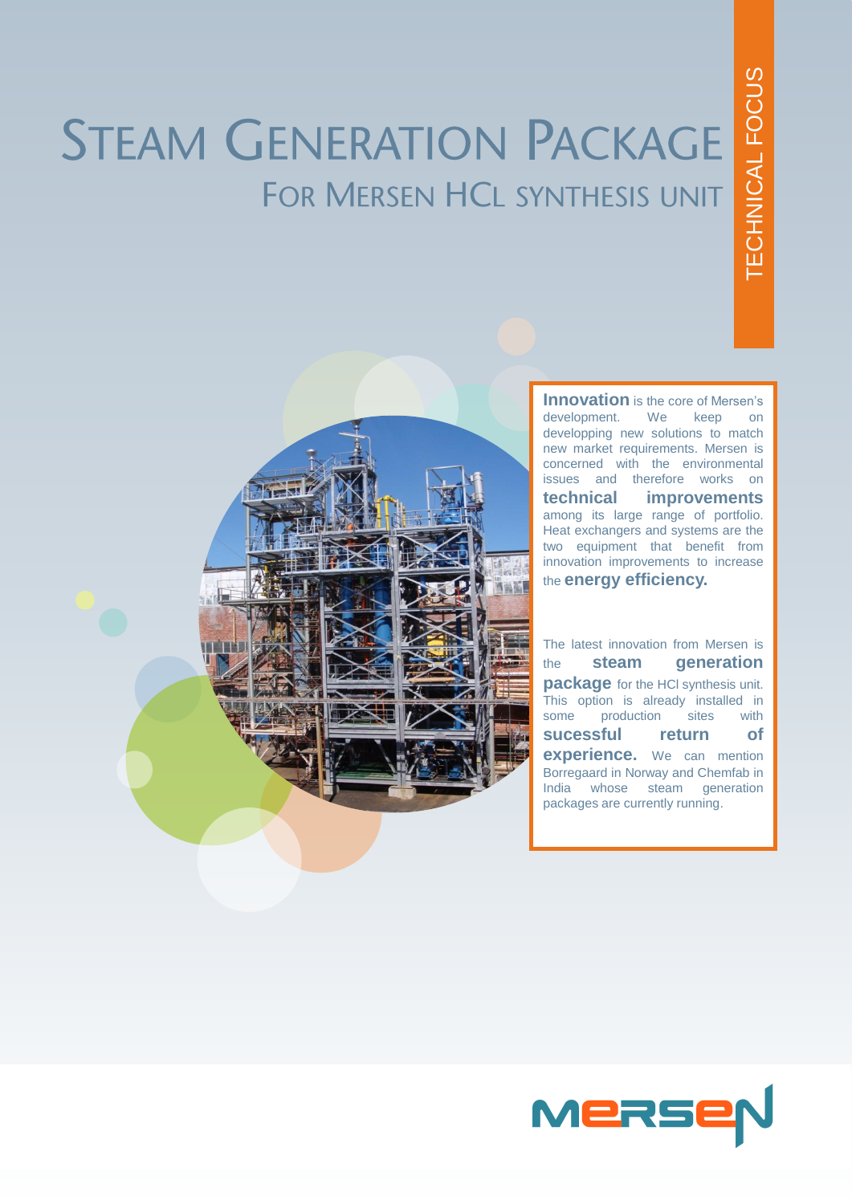# Steam Generation Package

## For Mersen HCl synthesis unit

TECHNICAL FOCUS

**Innovation** is the core of Mersen's development. We keep on developping new solutions to match new market requirements. Mersen is concerned with the environmental issues and therefore works on **technical improvements** among its large range of portfolio. Heat exchangers and systems are the two equipment that benefit from innovation improvements to increase the **energy efficiency.**

The latest innovation from Mersen is the **steam generation package** for the HCl synthesis unit. This option is already installed in some production sites with **sucessful return of experience.** We can mention Borregaard in Norway and Chemfab in India whose steam generation packages are currently running.

MERSEN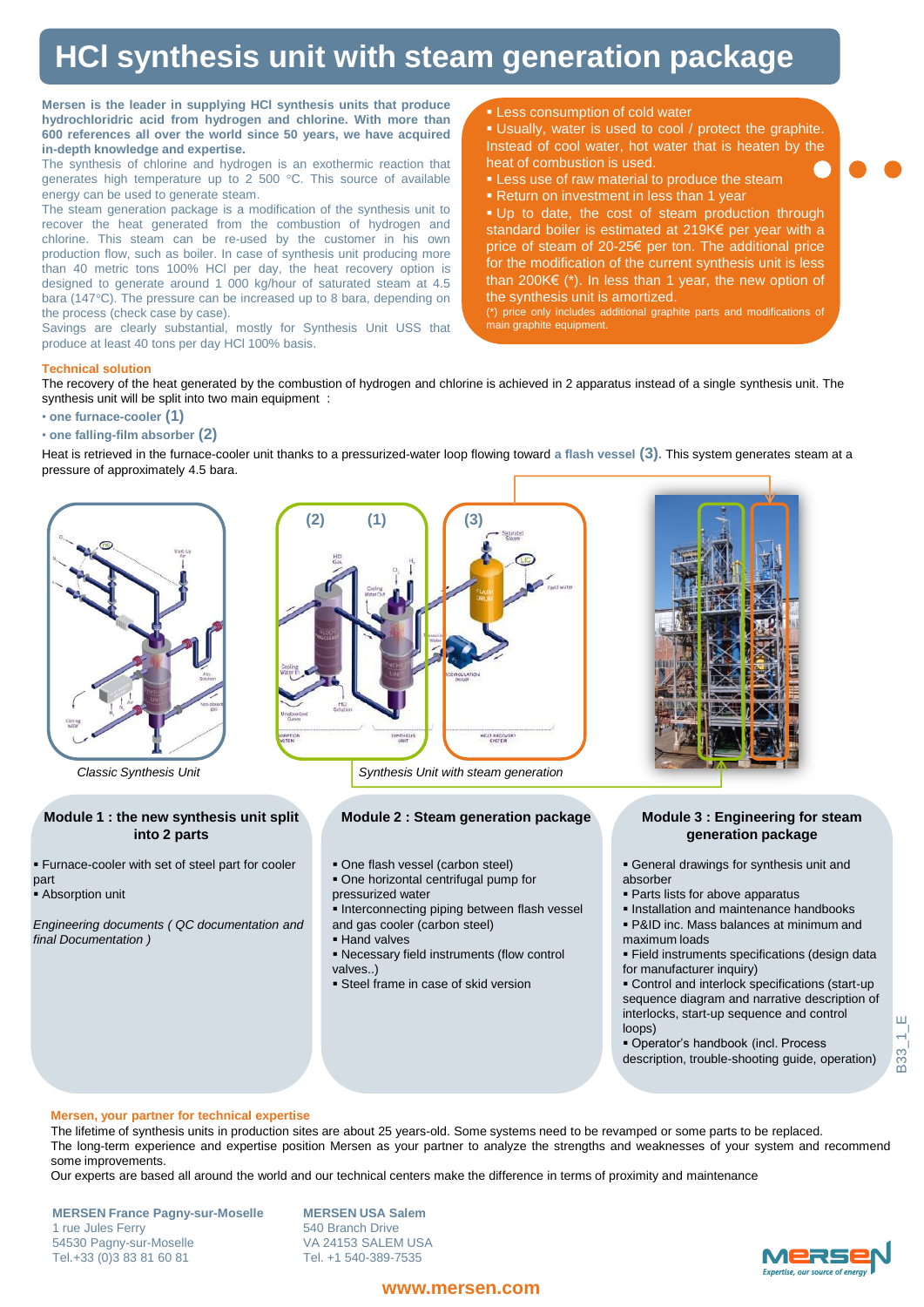# HCl synthesis unit with steam generation package

**Mersen is the leader in supplying HCl synthesis units that produce hydrochloridric acid from hydrogen and chlorine. With more than 600 references all over the world since 50 years, we have acquired in-depth knowledge and expertise.**

The synthesis of chlorine and hydrogen is an exothermic reaction that generates high temperature up to 2 500 °C. This source of available energy can be used to generate steam.

The steam generation package is a modification of the synthesis unit to recover the heat generated from the combustion of hydrogen and chlorine. This steam can be re-used by the customer in his own production flow, such as boiler. In case of synthesis unit producing more than 40 metric tons 100% HCl per day, the heat recovery option is designed to generate around 1 000 kg/hour of saturated steam at 4.5 bara (147°C). The pressure can be increased up to 8 bara, depending on the process (check case by case).

Savings are clearly substantial, mostly for Synthesis Unit USS that produce at least 40 tons per day HCl 100% basis.

- Less consumption of cold water
- Usually, water is used to cool / protect the graphite. Instead of cool water, hot water that is heaten by the heat of combustion is used.
- Less use of raw material to produce the steam
- Return on investment in less than 1 year
- Up to date, the cost of steam production through standard boiler is estimated at 219K€ per year with a price of steam of 20-25€ per ton. The additional price for the modification of the current synthesis unit is less than 200K€ (*). In less than 1 year, the new option of the synthesis unit is amortized.

(*) price only includes additional graphite parts and modifications of main graphite equipment.

### Technical solution

The recovery of the heat generated by the combustion of hydrogen and chlorine is achieved in 2 apparatus instead of a single synthesis unit. The synthesis unit will be split into two main equipment :

- **one furnace-cooler (1)**
- **one falling-film absorber (2)**

Heat is retrieved in the furnace-cooler unit thanks to a pressurized-water loop flowing toward **a flash vessel (3)**. This system generates steam at a pressure of approximately 4.5 bara.

*Classic Synthesis Unit*

*Synthesis Unit with steam generation*

### Module 1 : the new synthesis unit split into 2 parts

- Furnace-cooler with set of steel part for cooler part
- Absorption unit

*Engineering documents ( QC documentation and final Documentation )*

### Module 2 : Steam generation package

- One flash vessel (carbon steel)
- One horizontal centrifugal pump for pressurized water
- Interconnecting piping between flash vessel and gas cooler (carbon steel)
- Hand valves
- Necessary field instruments (flow control valves..)
- Steel frame in case of skid version

### Module 3 : Engineering for steam generation package

- General drawings for synthesis unit and absorber
- Parts lists for above apparatus
- Installation and maintenance handbooks
- P&ID inc. Mass balances at minimum and maximum loads
- Field instruments specifications (design data for manufacturer inquiry)
- Control and interlock specifications (start-up sequence diagram and narrative description of interlocks, start-up sequence and control loops)
- Operator's handbook (incl. Process description, trouble-shooting guide, operation)

B33_1_E

### Mersen, your partner for technical expertise

The lifetime of synthesis units in production sites are about 25 years-old. Some systems need to be revamped or some parts to be replaced.
The long-term experience and expertise position Mersen as your partner to analyze the strengths and weaknesses of your system and recommend some improvements.
Our experts are based all around the world and our technical centers make the difference in terms of proximity and maintenance

**MERSEN France Pagny-sur-Moselle**
1 rue Jules Ferry
54530 Pagny-sur-Moselle
Tel.+33 (0)3 83 81 60 81

**MERSEN USA Salem**
540 Branch Drive
VA 24153 SALEM USA
Tel. +1 540-389-7535

MERSEN — Expertise, our source of energy

www.mersen.com